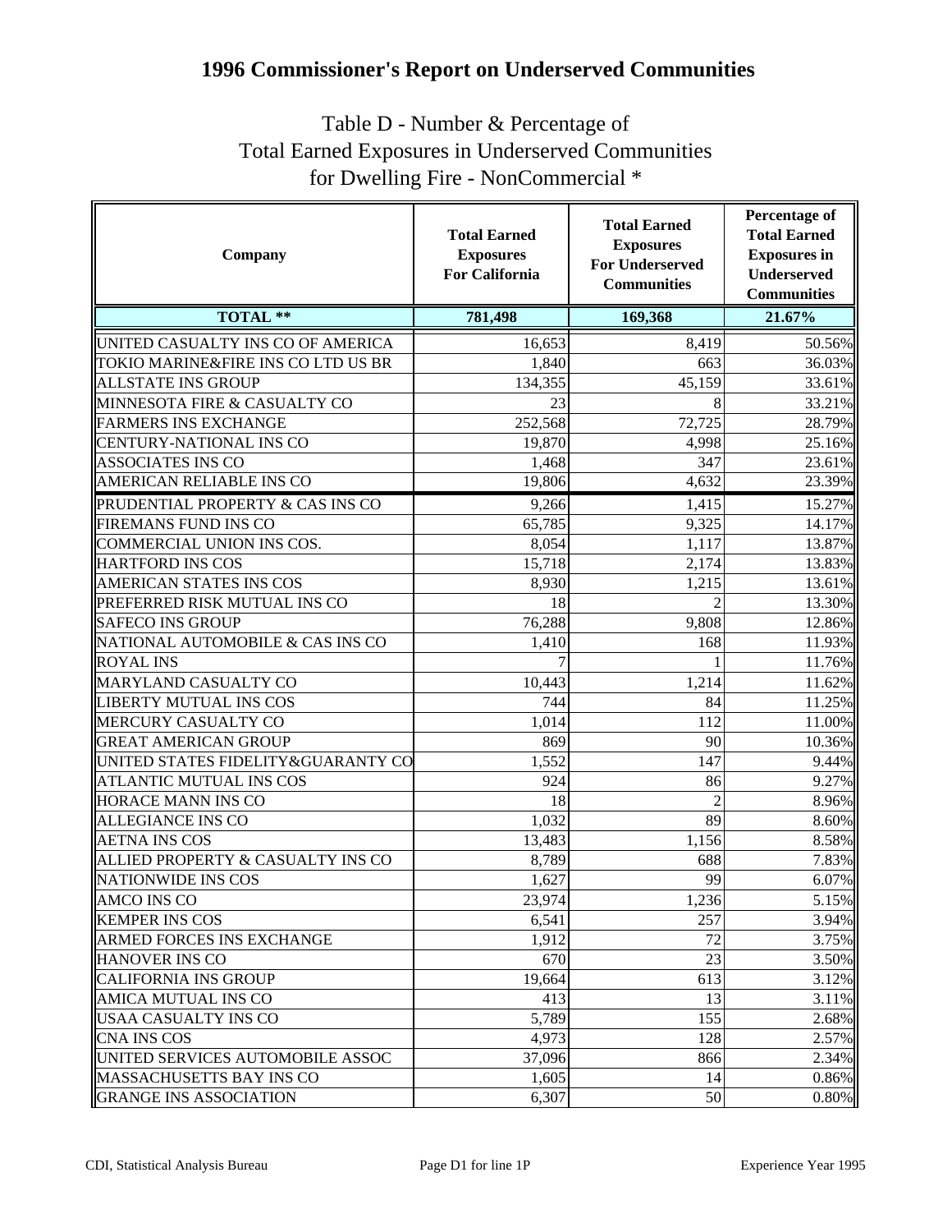# 1996 Commissioner's Report on Underserved Communities

## Table D - Number & Percentage of Total Earned Exposures in Underserved Communities for Dwelling Fire - NonCommercial *

| Company | Total Earned Exposures For California | Total Earned Exposures For Underserved Communities | Percentage of Total Earned Exposures in Underserved Communities |
|---|---|---|---|
| **TOTAL **** | **781,498** | **169,368** | **21.67%** |
| UNITED CASUALTY INS CO OF AMERICA | 16,653 | 8,419 | 50.56% |
| TOKIO MARINE&FIRE INS CO LTD US BR | 1,840 | 663 | 36.03% |
| ALLSTATE INS GROUP | 134,355 | 45,159 | 33.61% |
| MINNESOTA FIRE & CASUALTY CO | 23 | 8 | 33.21% |
| FARMERS INS EXCHANGE | 252,568 | 72,725 | 28.79% |
| CENTURY-NATIONAL INS CO | 19,870 | 4,998 | 25.16% |
| ASSOCIATES INS CO | 1,468 | 347 | 23.61% |
| AMERICAN RELIABLE INS CO | 19,806 | 4,632 | 23.39% |
| PRUDENTIAL PROPERTY & CAS INS CO | 9,266 | 1,415 | 15.27% |
| FIREMANS FUND INS CO | 65,785 | 9,325 | 14.17% |
| COMMERCIAL UNION INS COS. | 8,054 | 1,117 | 13.87% |
| HARTFORD INS COS | 15,718 | 2,174 | 13.83% |
| AMERICAN STATES INS COS | 8,930 | 1,215 | 13.61% |
| PREFERRED RISK MUTUAL INS CO | 18 | 2 | 13.30% |
| SAFECO INS GROUP | 76,288 | 9,808 | 12.86% |
| NATIONAL AUTOMOBILE & CAS INS CO | 1,410 | 168 | 11.93% |
| ROYAL INS | 7 | 1 | 11.76% |
| MARYLAND CASUALTY CO | 10,443 | 1,214 | 11.62% |
| LIBERTY MUTUAL INS COS | 744 | 84 | 11.25% |
| MERCURY CASUALTY CO | 1,014 | 112 | 11.00% |
| GREAT AMERICAN GROUP | 869 | 90 | 10.36% |
| UNITED STATES FIDELITY&GUARANTY CO | 1,552 | 147 | 9.44% |
| ATLANTIC MUTUAL INS COS | 924 | 86 | 9.27% |
| HORACE MANN INS CO | 18 | 2 | 8.96% |
| ALLEGIANCE INS CO | 1,032 | 89 | 8.60% |
| AETNA INS COS | 13,483 | 1,156 | 8.58% |
| ALLIED PROPERTY & CASUALTY INS CO | 8,789 | 688 | 7.83% |
| NATIONWIDE INS COS | 1,627 | 99 | 6.07% |
| AMCO INS CO | 23,974 | 1,236 | 5.15% |
| KEMPER INS COS | 6,541 | 257 | 3.94% |
| ARMED FORCES INS EXCHANGE | 1,912 | 72 | 3.75% |
| HANOVER INS CO | 670 | 23 | 3.50% |
| CALIFORNIA INS GROUP | 19,664 | 613 | 3.12% |
| AMICA MUTUAL INS CO | 413 | 13 | 3.11% |
| USAA CASUALTY INS CO | 5,789 | 155 | 2.68% |
| CNA INS COS | 4,973 | 128 | 2.57% |
| UNITED SERVICES AUTOMOBILE ASSOC | 37,096 | 866 | 2.34% |
| MASSACHUSETTS BAY INS CO | 1,605 | 14 | 0.86% |
| GRANGE INS ASSOCIATION | 6,307 | 50 | 0.80% |

CDI, Statistical Analysis Bureau — Page D1 for line 1P — Experience Year 1995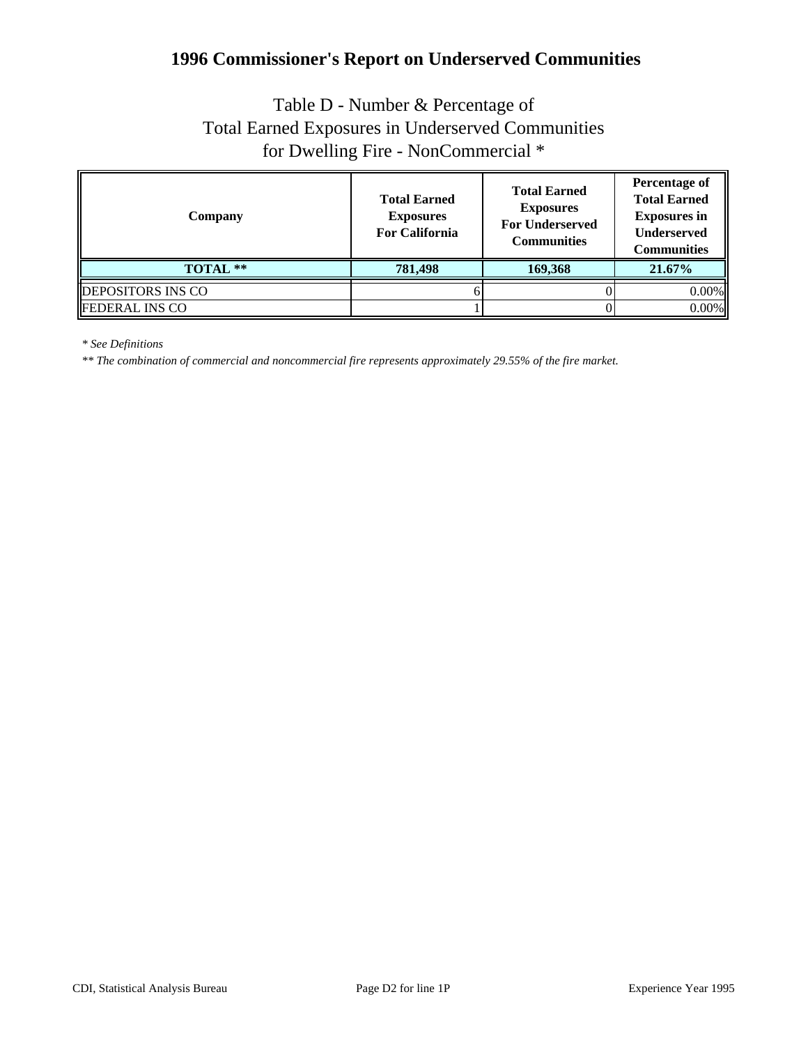# 1996 Commissioner's Report on Underserved Communities

## Table D - Number & Percentage of Total Earned Exposures in Underserved Communities for Dwelling Fire - NonCommercial *

| Company | Total Earned Exposures For California | Total Earned Exposures For Underserved Communities | Percentage of Total Earned Exposures in Underserved Communities |
|---|---|---|---|
| **TOTAL \*\*** | **781,498** | **169,368** | **21.67%** |
| DEPOSITORS INS CO | 6 | 0 | 0.00% |
| FEDERAL INS CO | 1 | 0 | 0.00% |

*\* See Definitions*

*\*\* The combination of commercial and noncommercial fire represents approximately 29.55% of the fire market.*